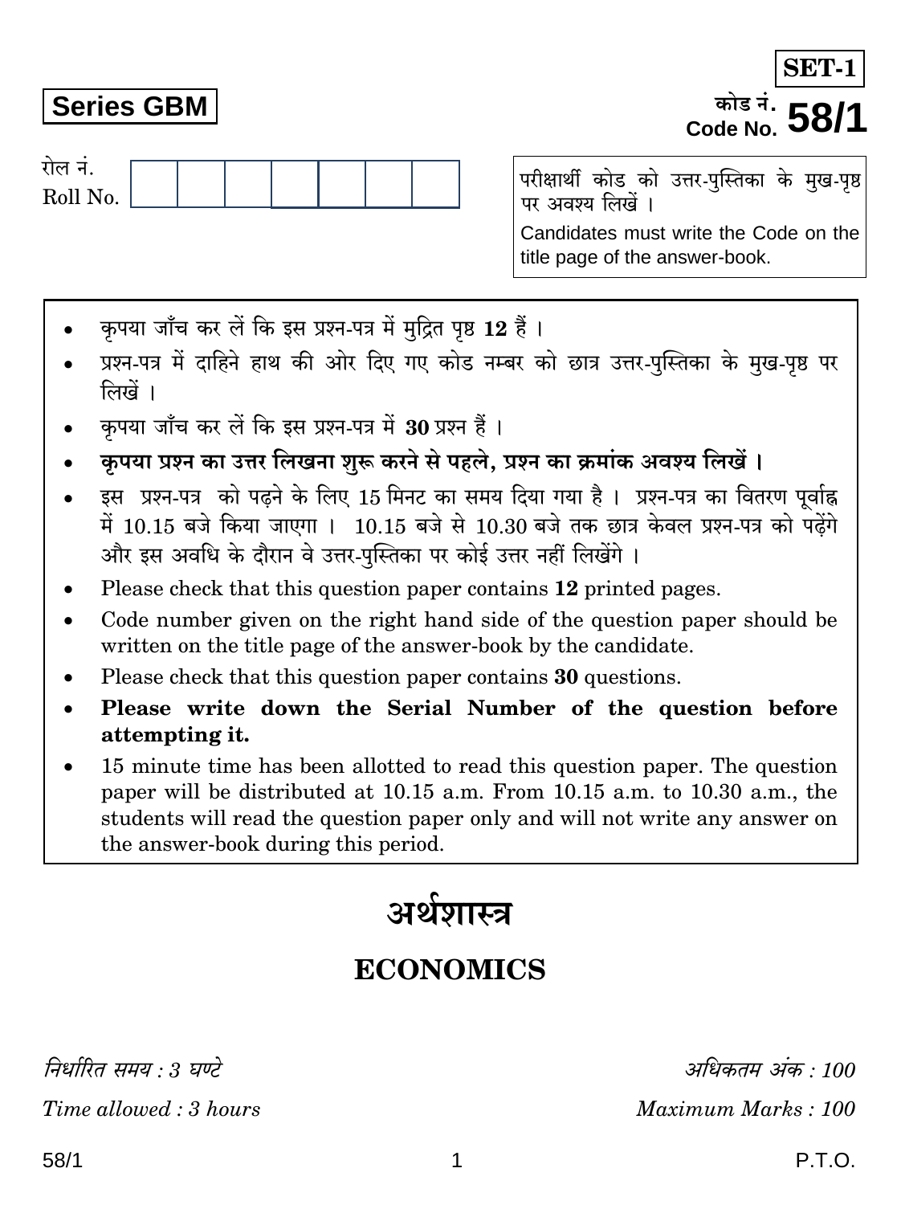**SET-1**

**Series GBM**

कोड नं.
Code No. **58/1**

रोल नं.
Roll No.

| | | | | | | |
|---|---|---|---|---|---|---|
| | | | | | | |

परीक्षार्थी कोड को उत्तर-पुस्तिका के मुख-पृष्ठ पर अवश्य लिखें ।

Candidates must write the Code on the title page of the answer-book.

- कृपया जाँच कर लें कि इस प्रश्न-पत्र में मुद्रित पृष्ठ **12** हैं ।
- प्रश्न-पत्र में दाहिने हाथ की ओर दिए गए कोड नम्बर को छात्र उत्तर-पुस्तिका के मुख-पृष्ठ पर लिखें ।
- कृपया जाँच कर लें कि इस प्रश्न-पत्र में **30** प्रश्न हैं ।
- **कृपया प्रश्न का उत्तर लिखना शुरू करने से पहले, प्रश्न का क्रमांक अवश्य लिखें ।**
- इस प्रश्न-पत्र को पढ़ने के लिए 15 मिनट का समय दिया गया है । प्रश्न-पत्र का वितरण पूर्वाह्न में 10.15 बजे किया जाएगा । 10.15 बजे से 10.30 बजे तक छात्र केवल प्रश्न-पत्र को पढ़ेंगे और इस अवधि के दौरान वे उत्तर-पुस्तिका पर कोई उत्तर नहीं लिखेंगे ।
- Please check that this question paper contains **12** printed pages.
- Code number given on the right hand side of the question paper should be written on the title page of the answer-book by the candidate.
- Please check that this question paper contains **30** questions.
- **Please write down the Serial Number of the question before attempting it.**
- 15 minute time has been allotted to read this question paper. The question paper will be distributed at 10.15 a.m. From 10.15 a.m. to 10.30 a.m., the students will read the question paper only and will not write any answer on the answer-book during this period.

# अर्थशास्त्र

# ECONOMICS

*निर्धारित समय : 3 घण्टे* | *अधिकतम अंक : 100*

*Time allowed : 3 hours* | *Maximum Marks : 100*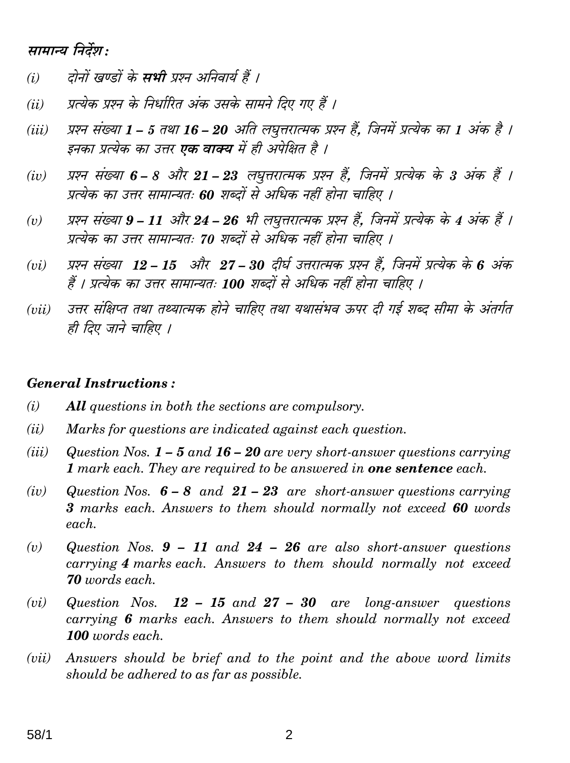*सामान्य निर्देश :*

*(i)* *दोनों खण्डों के **सभी** प्रश्न अनिवार्य हैं ।*

*(ii)* *प्रत्येक प्रश्न के निर्धारित अंक उसके सामने दिए गए हैं ।*

*(iii)* *प्रश्न संख्या **1 – 5** तथा **16 – 20** अति लघुत्तरात्मक प्रश्न हैं, जिनमें प्रत्येक का **1** अंक है । इनका प्रत्येक का उत्तर **एक वाक्य** में ही अपेक्षित है ।*

*(iv)* *प्रश्न संख्या **6 – 8** और **21 – 23** लघुत्तरात्मक प्रश्न हैं, जिनमें प्रत्येक के **3** अंक हैं । प्रत्येक का उत्तर सामान्यतः **60** शब्दों से अधिक नहीं होना चाहिए ।*

*(v)* *प्रश्न संख्या **9 – 11** और **24 – 26** भी लघुत्तरात्मक प्रश्न हैं, जिनमें प्रत्येक के **4** अंक हैं । प्रत्येक का उत्तर सामान्यतः **70** शब्दों से अधिक नहीं होना चाहिए ।*

*(vi)* *प्रश्न संख्या **12 – 15** और **27 – 30** दीर्घ उत्तरात्मक प्रश्न हैं, जिनमें प्रत्येक के **6** अंक हैं । प्रत्येक का उत्तर सामान्यतः **100** शब्दों से अधिक नहीं होना चाहिए ।*

*(vii)* *उत्तर संक्षिप्त तथा तथ्यात्मक होने चाहिए तथा यथासंभव ऊपर दी गई शब्द सीमा के अंतर्गत ही दिए जाने चाहिए ।*

***General Instructions :***

*(i)* ***All** questions in both the sections are compulsory.*

*(ii)* *Marks for questions are indicated against each question.*

*(iii)* *Question Nos. **1 – 5** and **16 – 20** are very short-answer questions carrying **1** mark each. They are required to be answered in **one sentence** each.*

*(iv)* *Question Nos. **6 – 8** and **21 – 23** are short-answer questions carrying **3** marks each. Answers to them should normally not exceed **60** words each.*

*(v)* *Question Nos. **9 – 11** and **24 – 26** are also short-answer questions carrying **4** marks each. Answers to them should normally not exceed **70** words each.*

*(vi)* *Question Nos. **12 – 15** and **27 – 30** are long-answer questions carrying **6** marks each. Answers to them should normally not exceed **100** words each.*

*(vii)* *Answers should be brief and to the point and the above word limits should be adhered to as far as possible.*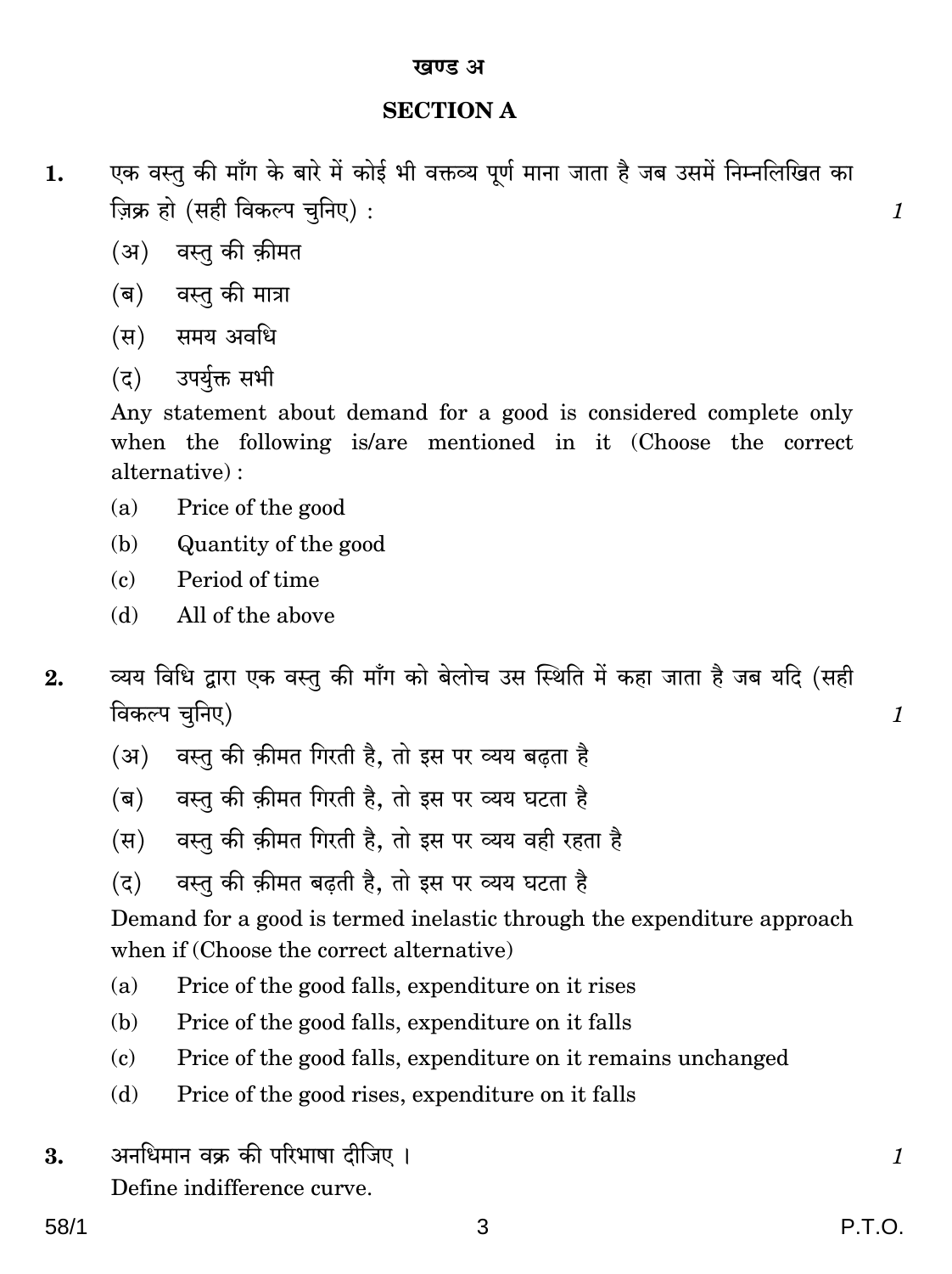## खण्ड अ

## SECTION A

**1.** एक वस्तु की माँग के बारे में कोई भी वक्तव्य पूर्ण माना जाता है जब उसमें निम्नलिखित का ज़िक्र हो (सही विकल्प चुनिए) : *1*

(अ) वस्तु की क़ीमत

(ब) वस्तु की मात्रा

(स) समय अवधि

(द) उपर्युक्त सभी

Any statement about demand for a good is considered complete only when the following is/are mentioned in it (Choose the correct alternative) :

(a) Price of the good

(b) Quantity of the good

(c) Period of time

(d) All of the above

**2.** व्यय विधि द्वारा एक वस्तु की माँग को बेलोच उस स्थिति में कहा जाता है जब यदि (सही विकल्प चुनिए) *1*

(अ) वस्तु की क़ीमत गिरती है, तो इस पर व्यय बढ़ता है

(ब) वस्तु की क़ीमत गिरती है, तो इस पर व्यय घटता है

(स) वस्तु की क़ीमत गिरती है, तो इस पर व्यय वही रहता है

(द) वस्तु की क़ीमत बढ़ती है, तो इस पर व्यय घटता है

Demand for a good is termed inelastic through the expenditure approach when if (Choose the correct alternative)

(a) Price of the good falls, expenditure on it rises

(b) Price of the good falls, expenditure on it falls

(c) Price of the good falls, expenditure on it remains unchanged

(d) Price of the good rises, expenditure on it falls

**3.** अनधिमान वक्र की परिभाषा दीजिए । *1*

Define indifference curve.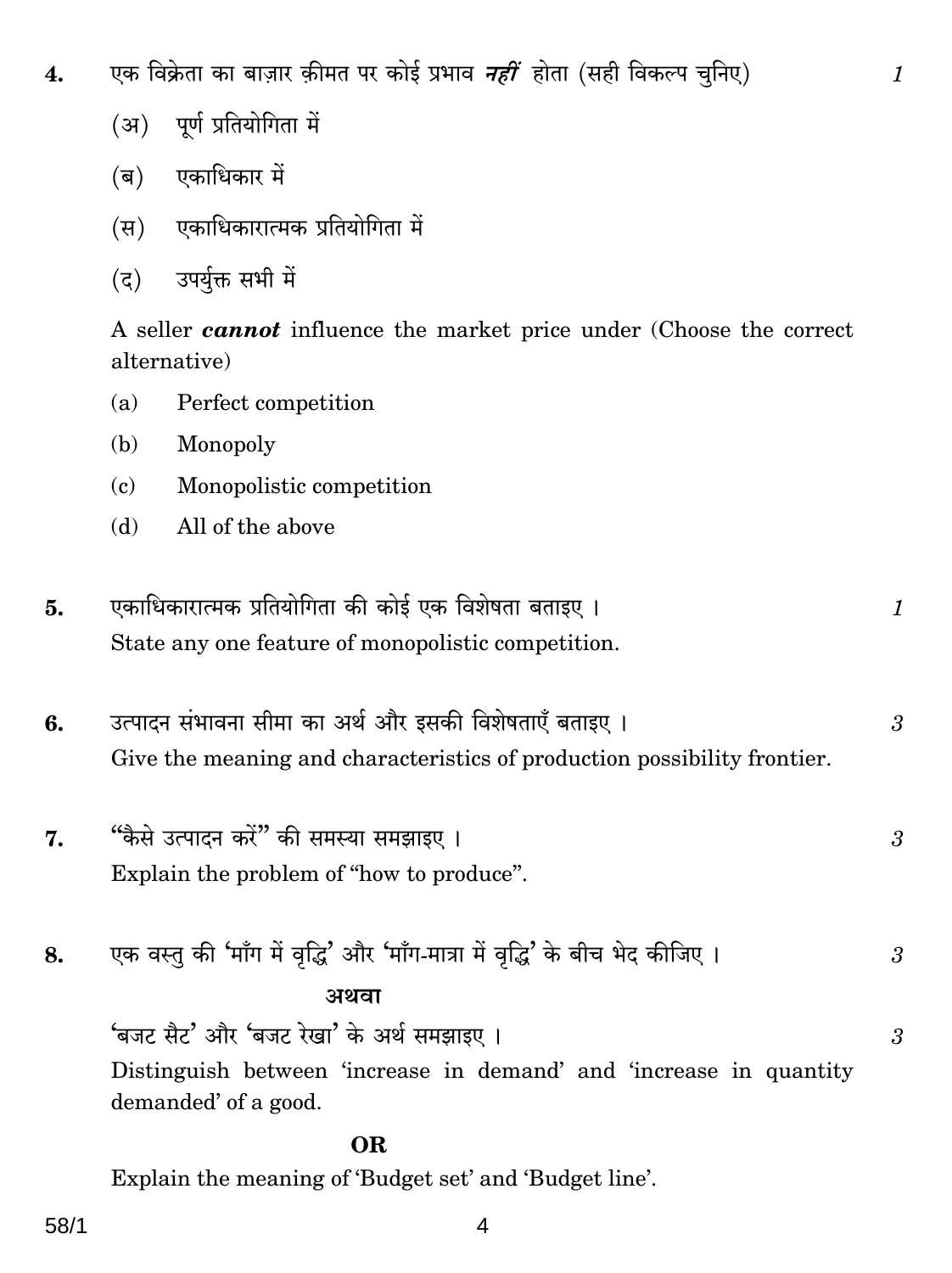4. एक विक्रेता का बाज़ार क़ीमत पर कोई प्रभाव ***नहीं*** होता (सही विकल्प चुनिए) 1

   (अ) पूर्ण प्रतियोगिता में

   (ब) एकाधिकार में

   (स) एकाधिकारात्मक प्रतियोगिता में

   (द) उपर्युक्त सभी में

   A seller ***cannot*** influence the market price under (Choose the correct alternative)

   (a) Perfect competition

   (b) Monopoly

   (c) Monopolistic competition

   (d) All of the above

5. एकाधिकारात्मक प्रतियोगिता की कोई एक विशेषता बताइए । 1

   State any one feature of monopolistic competition.

6. उत्पादन संभावना सीमा का अर्थ और इसकी विशेषताएँ बताइए । 3

   Give the meaning and characteristics of production possibility frontier.

7. "कैसे उत्पादन करें" की समस्या समझाइए । 3

   Explain the problem of "how to produce".

8. एक वस्तु की 'माँग में वृद्धि' और 'माँग-मात्रा में वृद्धि' के बीच भेद कीजिए । 3

   **अथवा**

   'बजट सैट' और 'बजट रेखा' के अर्थ समझाइए । 3

   Distinguish between 'increase in demand' and 'increase in quantity demanded' of a good.

   **OR**

   Explain the meaning of 'Budget set' and 'Budget line'.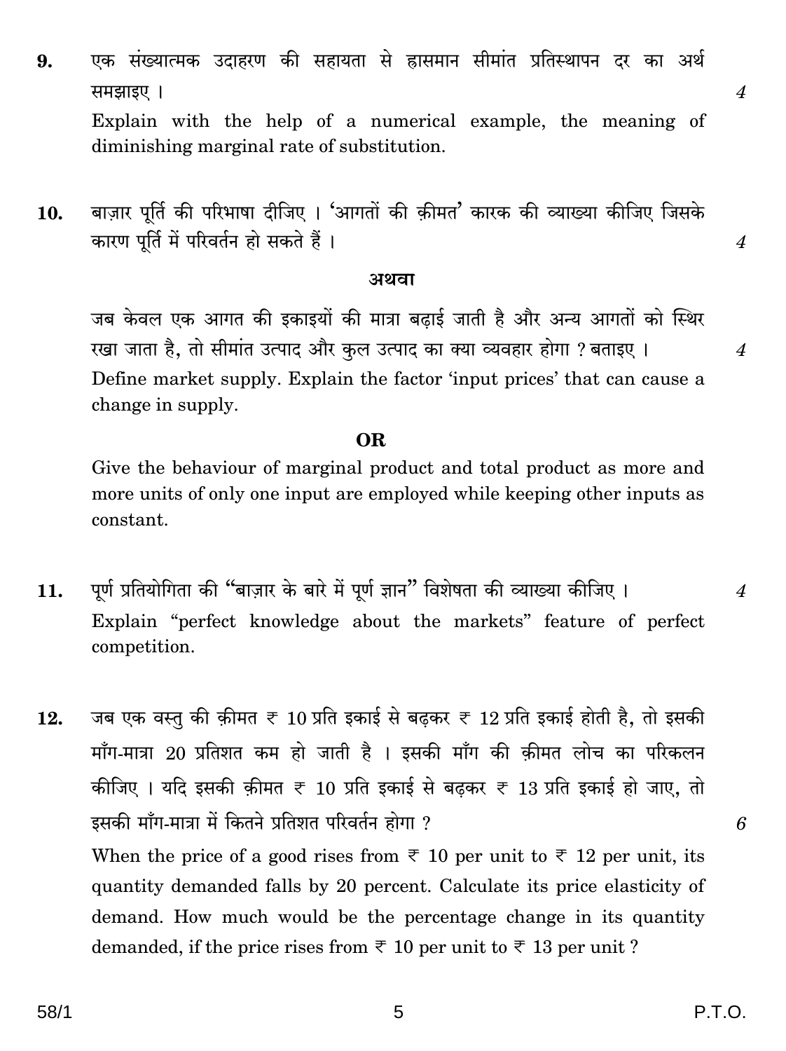**9.** एक संख्यात्मक उदाहरण की सहायता से ह्रासमान सीमांत प्रतिस्थापन दर का अर्थ समझाइए । *4*

Explain with the help of a numerical example, the meaning of diminishing marginal rate of substitution.

**10.** बाज़ार पूर्ति की परिभाषा दीजिए । 'आगतों की क़ीमत' कारक की व्याख्या कीजिए जिसके कारण पूर्ति में परिवर्तन हो सकते हैं । *4*

**अथवा**

जब केवल एक आगत की इकाइयों की मात्रा बढ़ाई जाती है और अन्य आगतों को स्थिर रखा जाता है, तो सीमांत उत्पाद और कुल उत्पाद का क्या व्यवहार होगा ? बताइए । *4*

Define market supply. Explain the factor 'input prices' that can cause a change in supply.

**OR**

Give the behaviour of marginal product and total product as more and more units of only one input are employed while keeping other inputs as constant.

**11.** पूर्ण प्रतियोगिता की "बाज़ार के बारे में पूर्ण ज्ञान" विशेषता की व्याख्या कीजिए । *4*

Explain "perfect knowledge about the markets" feature of perfect competition.

**12.** जब एक वस्तु की क़ीमत ₹ 10 प्रति इकाई से बढ़कर ₹ 12 प्रति इकाई होती है, तो इसकी माँग-मात्रा 20 प्रतिशत कम हो जाती है । इसकी माँग की क़ीमत लोच का परिकलन कीजिए । यदि इसकी क़ीमत ₹ 10 प्रति इकाई से बढ़कर ₹ 13 प्रति इकाई हो जाए, तो इसकी माँग-मात्रा में कितने प्रतिशत परिवर्तन होगा ? *6*

When the price of a good rises from ₹ 10 per unit to ₹ 12 per unit, its quantity demanded falls by 20 percent. Calculate its price elasticity of demand. How much would be the percentage change in its quantity demanded, if the price rises from ₹ 10 per unit to ₹ 13 per unit ?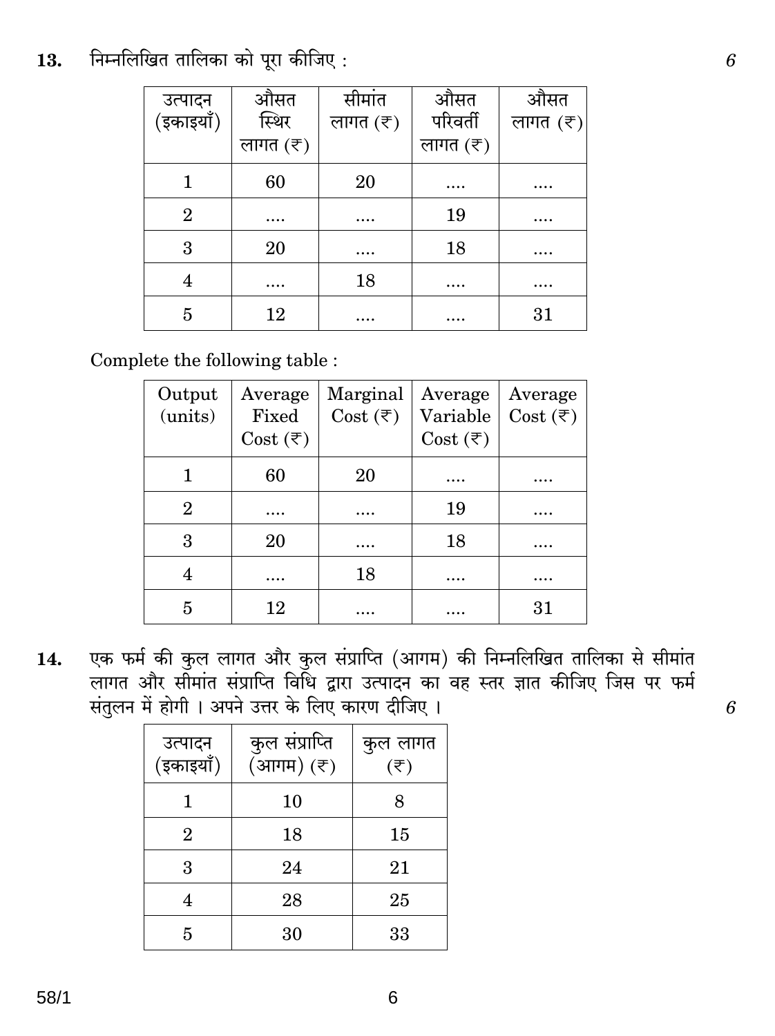**13.** निम्नलिखित तालिका को पूरा कीजिए : *6*

| उत्पादन (इकाइयाँ) | औसत स्थिर लागत (₹) | सीमांत लागत (₹) | औसत परिवर्ती लागत (₹) | औसत लागत (₹) |
|---|---|---|---|---|
| 1 | 60 | 20 | .... | .... |
| 2 | .... | .... | 19 | .... |
| 3 | 20 | .... | 18 | .... |
| 4 | .... | 18 | .... | .... |
| 5 | 12 | .... | .... | 31 |

Complete the following table :

| Output (units) | Average Fixed Cost (₹) | Marginal Cost (₹) | Average Variable Cost (₹) | Average Cost (₹) |
|---|---|---|---|---|
| 1 | 60 | 20 | .... | .... |
| 2 | .... | .... | 19 | .... |
| 3 | 20 | .... | 18 | .... |
| 4 | .... | 18 | .... | .... |
| 5 | 12 | .... | .... | 31 |

**14.** एक फर्म की कुल लागत और कुल संप्राप्ति (आगम) की निम्नलिखित तालिका से सीमांत लागत और सीमांत संप्राप्ति विधि द्वारा उत्पादन का वह स्तर ज्ञात कीजिए जिस पर फर्म संतुलन में होगी । अपने उत्तर के लिए कारण दीजिए । *6*

| उत्पादन (इकाइयाँ) | कुल संप्राप्ति (आगम) (₹) | कुल लागत (₹) |
|---|---|---|
| 1 | 10 | 8 |
| 2 | 18 | 15 |
| 3 | 24 | 21 |
| 4 | 28 | 25 |
| 5 | 30 | 33 |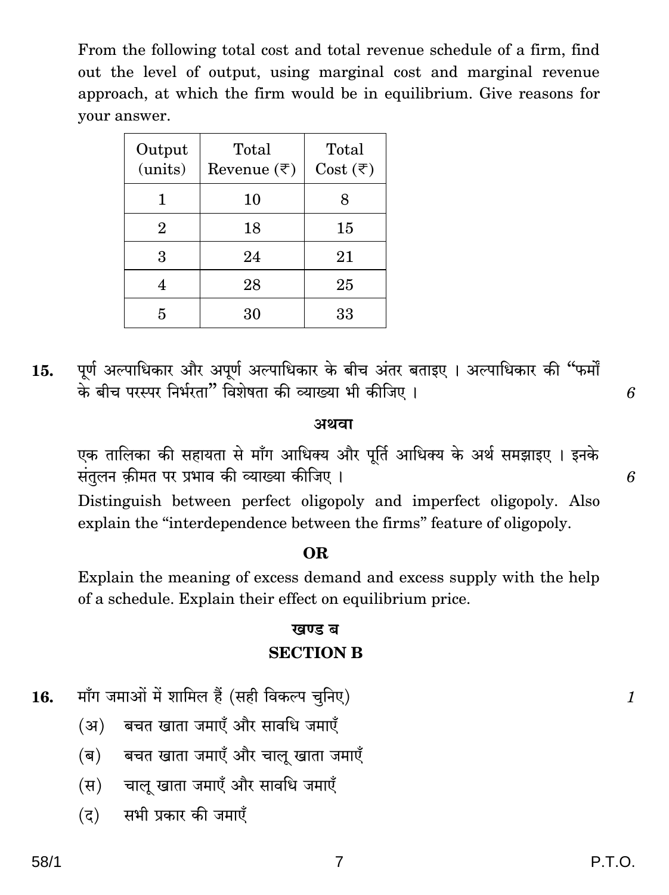From the following total cost and total revenue schedule of a firm, find out the level of output, using marginal cost and marginal revenue approach, at which the firm would be in equilibrium. Give reasons for your answer.

| Output (units) | Total Revenue (₹) | Total Cost (₹) |
|---|---|---|
| 1 | 10 | 8 |
| 2 | 18 | 15 |
| 3 | 24 | 21 |
| 4 | 28 | 25 |
| 5 | 30 | 33 |

**15.** पूर्ण अल्पाधिकार और अपूर्ण अल्पाधिकार के बीच अंतर बताइए । अल्पाधिकार की "फर्मों के बीच परस्पर निर्भरता" विशेषता की व्याख्या भी कीजिए । *6*

**अथवा**

एक तालिका की सहायता से माँग आधिक्य और पूर्ति आधिक्य के अर्थ समझाइए । इनके संतुलन क़ीमत पर प्रभाव की व्याख्या कीजिए । *6*

Distinguish between perfect oligopoly and imperfect oligopoly. Also explain the "interdependence between the firms" feature of oligopoly.

**OR**

Explain the meaning of excess demand and excess supply with the help of a schedule. Explain their effect on equilibrium price.

## खण्ड ब

## SECTION B

**16.** माँग जमाओं में शामिल हैं (सही विकल्प चुनिए) *1*

(अ) बचत खाता जमाएँ और सावधि जमाएँ

(ब) बचत खाता जमाएँ और चालू खाता जमाएँ

(स) चालू खाता जमाएँ और सावधि जमाएँ

(द) सभी प्रकार की जमाएँ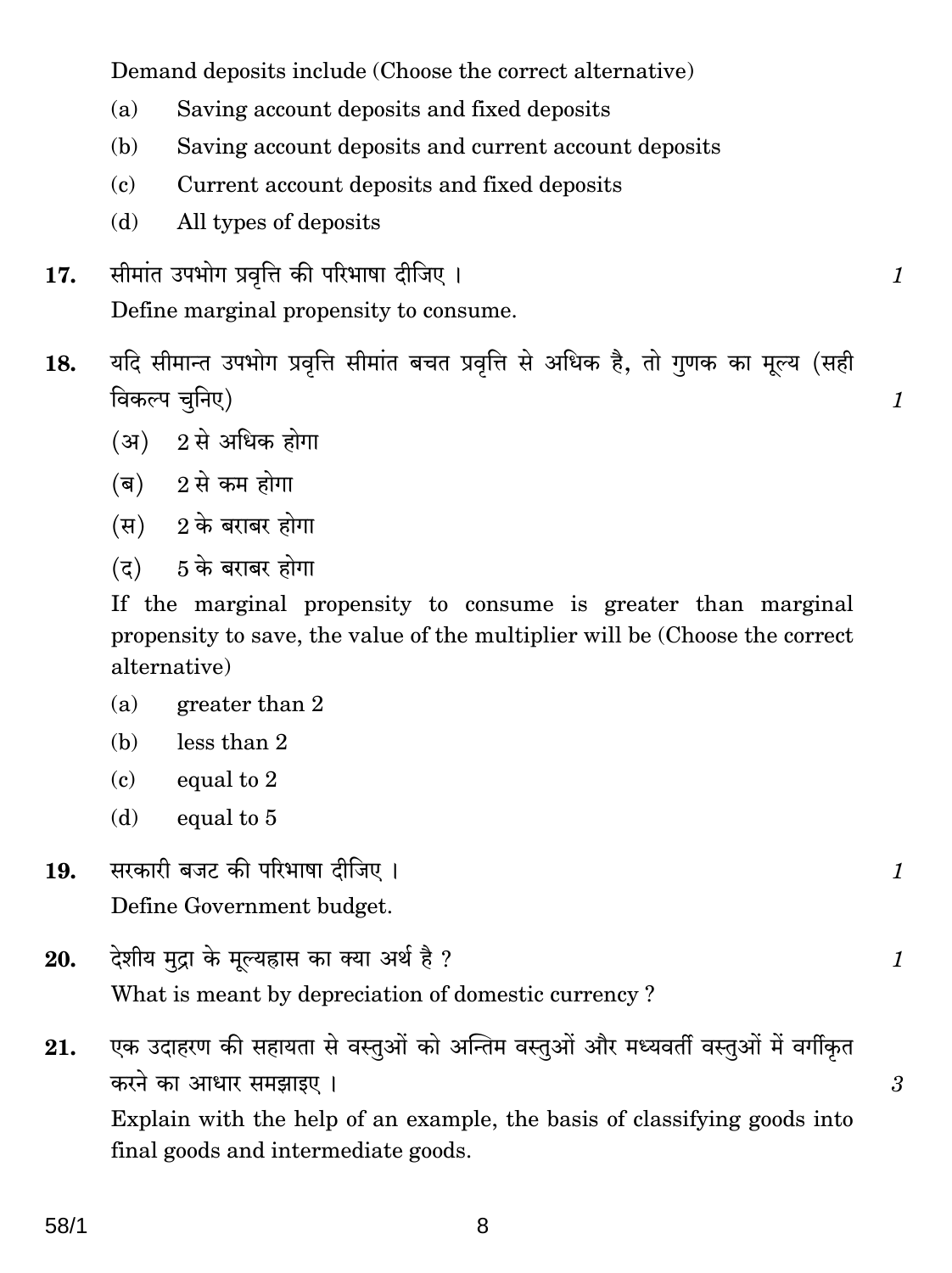Demand deposits include (Choose the correct alternative)

(a) Saving account deposits and fixed deposits

(b) Saving account deposits and current account deposits

(c) Current account deposits and fixed deposits

(d) All types of deposits

**17.** सीमांत उपभोग प्रवृत्ति की परिभाषा दीजिए । *1*

Define marginal propensity to consume.

**18.** यदि सीमान्त उपभोग प्रवृत्ति सीमांत बचत प्रवृत्ति से अधिक है, तो गुणक का मूल्य (सही विकल्प चुनिए) *1*

(अ) 2 से अधिक होगा

(ब) 2 से कम होगा

(स) 2 के बराबर होगा

(द) 5 के बराबर होगा

If the marginal propensity to consume is greater than marginal propensity to save, the value of the multiplier will be (Choose the correct alternative)

(a) greater than 2

(b) less than 2

(c) equal to 2

(d) equal to 5

**19.** सरकारी बजट की परिभाषा दीजिए । *1*

Define Government budget.

**20.** देशीय मुद्रा के मूल्यहास का क्या अर्थ है ? *1*

What is meant by depreciation of domestic currency ?

**21.** एक उदाहरण की सहायता से वस्तुओं को अन्तिम वस्तुओं और मध्यवर्ती वस्तुओं में वर्गीकृत करने का आधार समझाइए । *3*

Explain with the help of an example, the basis of classifying goods into final goods and intermediate goods.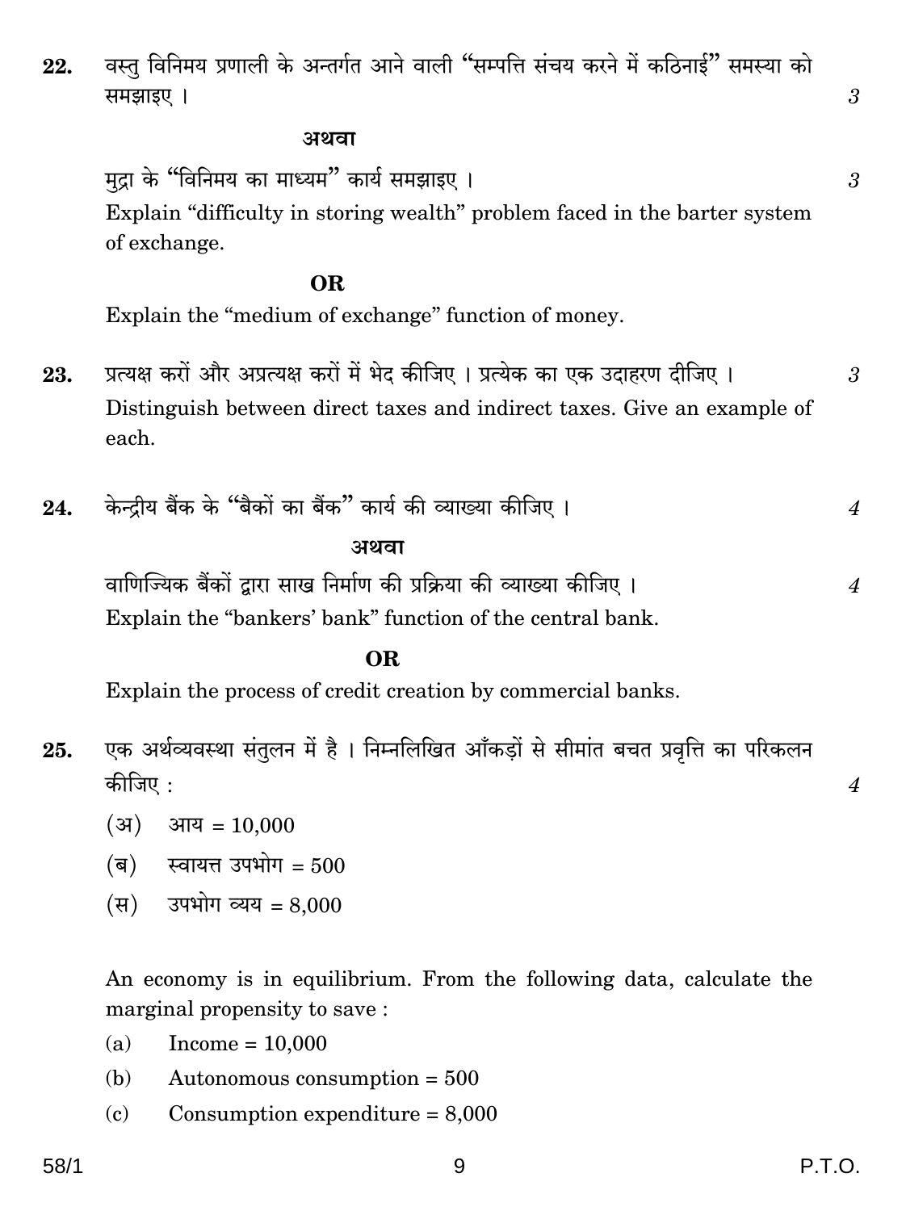**22.** वस्तु विनिमय प्रणाली के अन्तर्गत आने वाली "सम्पत्ति संचय करने में कठिनाई" समस्या को समझाइए । *3*

**अथवा**

मुद्रा के "विनिमय का माध्यम" कार्य समझाइए । *3*

Explain "difficulty in storing wealth" problem faced in the barter system of exchange.

**OR**

Explain the "medium of exchange" function of money.

**23.** प्रत्यक्ष करों और अप्रत्यक्ष करों में भेद कीजिए । प्रत्येक का एक उदाहरण दीजिए । *3*

Distinguish between direct taxes and indirect taxes. Give an example of each.

**24.** केन्द्रीय बैंक के "बैंकों का बैंक" कार्य की व्याख्या कीजिए । *4*

**अथवा**

वाणिज्यिक बैंकों द्वारा साख निर्माण की प्रक्रिया की व्याख्या कीजिए । *4*

Explain the "bankers' bank" function of the central bank.

**OR**

Explain the process of credit creation by commercial banks.

**25.** एक अर्थव्यवस्था संतुलन में है । निम्नलिखित आँकड़ों से सीमांत बचत प्रवृत्ति का परिकलन कीजिए : *4*

(अ) आय = 10,000

(ब) स्वायत्त उपभोग = 500

(स) उपभोग व्यय = 8,000

An economy is in equilibrium. From the following data, calculate the marginal propensity to save :

(a) Income = 10,000

(b) Autonomous consumption = 500

(c) Consumption expenditure = 8,000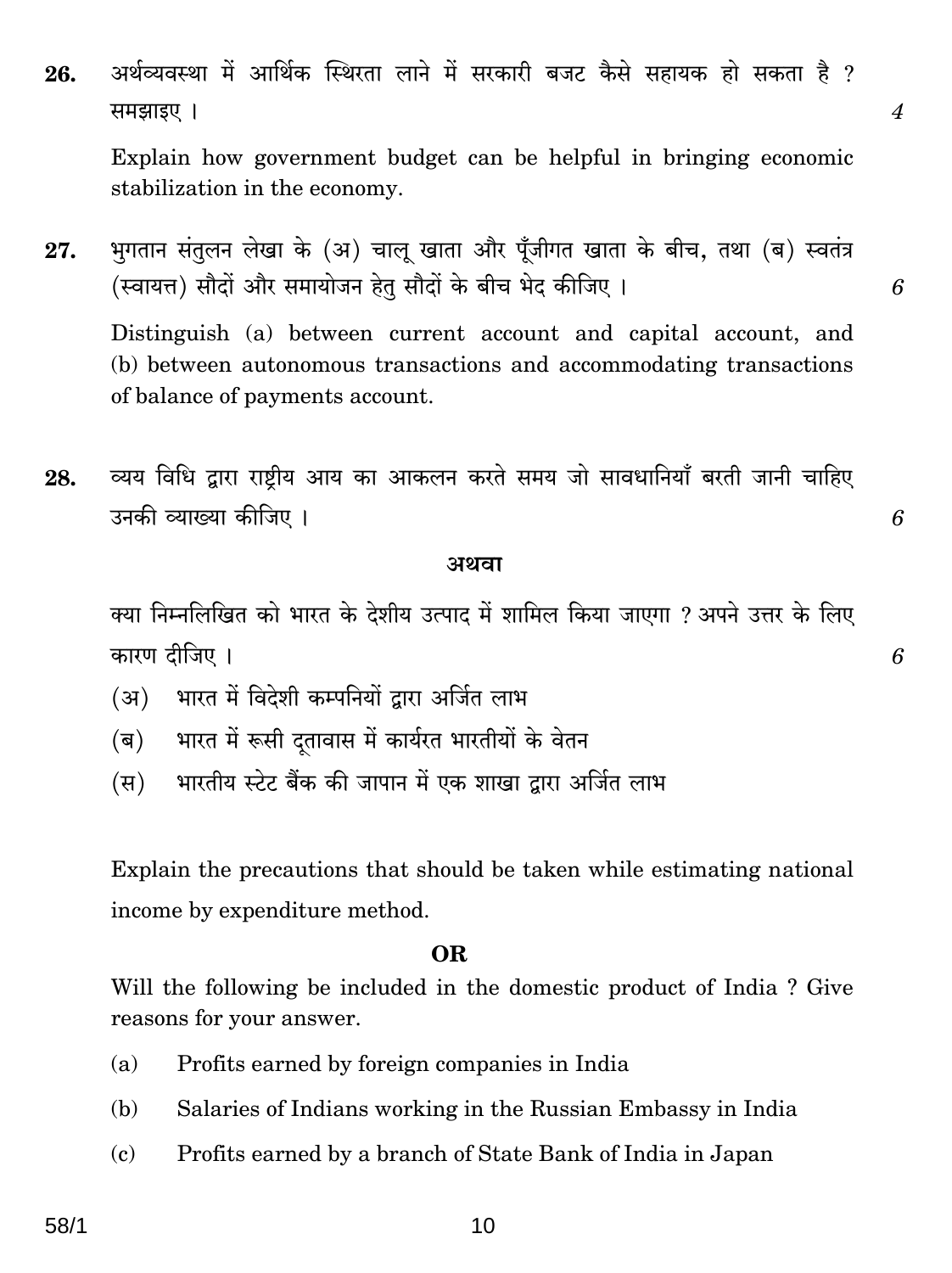26. अर्थव्यवस्था में आर्थिक स्थिरता लाने में सरकारी बजट कैसे सहायक हो सकता है ? समझाइए । *4*

Explain how government budget can be helpful in bringing economic stabilization in the economy.

27. भुगतान संतुलन लेखा के (अ) चालू खाता और पूँजीगत खाता के बीच, तथा (ब) स्वतंत्र (स्वायत्त) सौदों और समायोजन हेतु सौदों के बीच भेद कीजिए । *6*

Distinguish (a) between current account and capital account, and (b) between autonomous transactions and accommodating transactions of balance of payments account.

28. व्यय विधि द्वारा राष्ट्रीय आय का आकलन करते समय जो सावधानियाँ बरती जानी चाहिए उनकी व्याख्या कीजिए । *6*

**अथवा**

क्या निम्नलिखित को भारत के देशीय उत्पाद में शामिल किया जाएगा ? अपने उत्तर के लिए कारण दीजिए । *6*

(अ) भारत में विदेशी कम्पनियों द्वारा अर्जित लाभ

(ब) भारत में रूसी दूतावास में कार्यरत भारतीयों के वेतन

(स) भारतीय स्टेट बैंक की जापान में एक शाखा द्वारा अर्जित लाभ

Explain the precautions that should be taken while estimating national income by expenditure method.

**OR**

Will the following be included in the domestic product of India ? Give reasons for your answer.

(a) Profits earned by foreign companies in India

(b) Salaries of Indians working in the Russian Embassy in India

(c) Profits earned by a branch of State Bank of India in Japan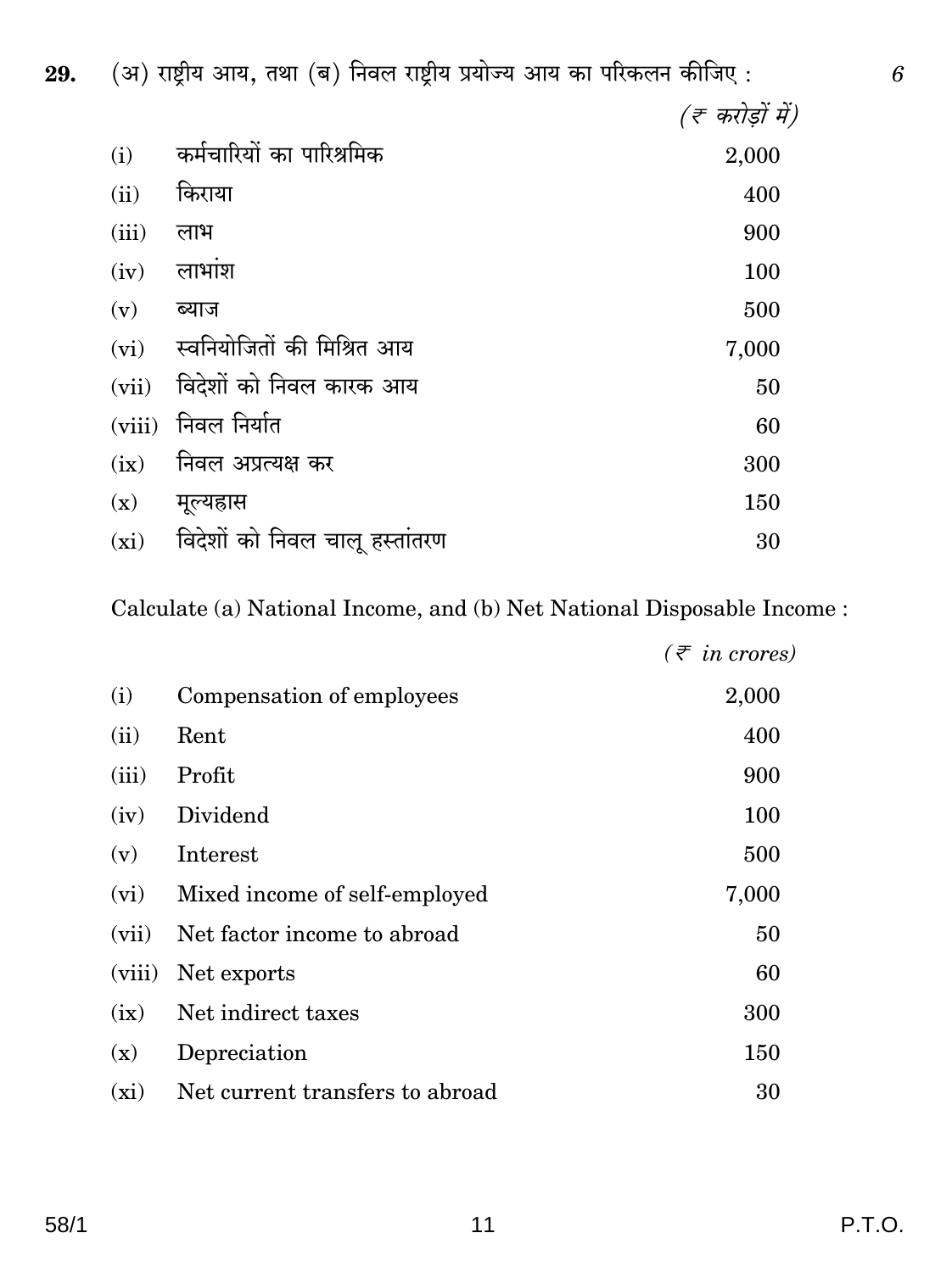**29.** (अ) राष्ट्रीय आय, तथा (ब) निवल राष्ट्रीय प्रयोज्य आय का परिकलन कीजिए : 6

| | | *(₹ करोड़ों में)* |
|---|---|---|
| (i) | कर्मचारियों का पारिश्रमिक | 2,000 |
| (ii) | किराया | 400 |
| (iii) | लाभ | 900 |
| (iv) | लाभांश | 100 |
| (v) | ब्याज | 500 |
| (vi) | स्वनियोजितों की मिश्रित आय | 7,000 |
| (vii) | विदेशों को निवल कारक आय | 50 |
| (viii) | निवल निर्यात | 60 |
| (ix) | निवल अप्रत्यक्ष कर | 300 |
| (x) | मूल्यह्रास | 150 |
| (xi) | विदेशों को निवल चालू हस्तांतरण | 30 |

Calculate (a) National Income, and (b) Net National Disposable Income :

| | | *(₹ in crores)* |
|---|---|---|
| (i) | Compensation of employees | 2,000 |
| (ii) | Rent | 400 |
| (iii) | Profit | 900 |
| (iv) | Dividend | 100 |
| (v) | Interest | 500 |
| (vi) | Mixed income of self-employed | 7,000 |
| (vii) | Net factor income to abroad | 50 |
| (viii) | Net exports | 60 |
| (ix) | Net indirect taxes | 300 |
| (x) | Depreciation | 150 |
| (xi) | Net current transfers to abroad | 30 |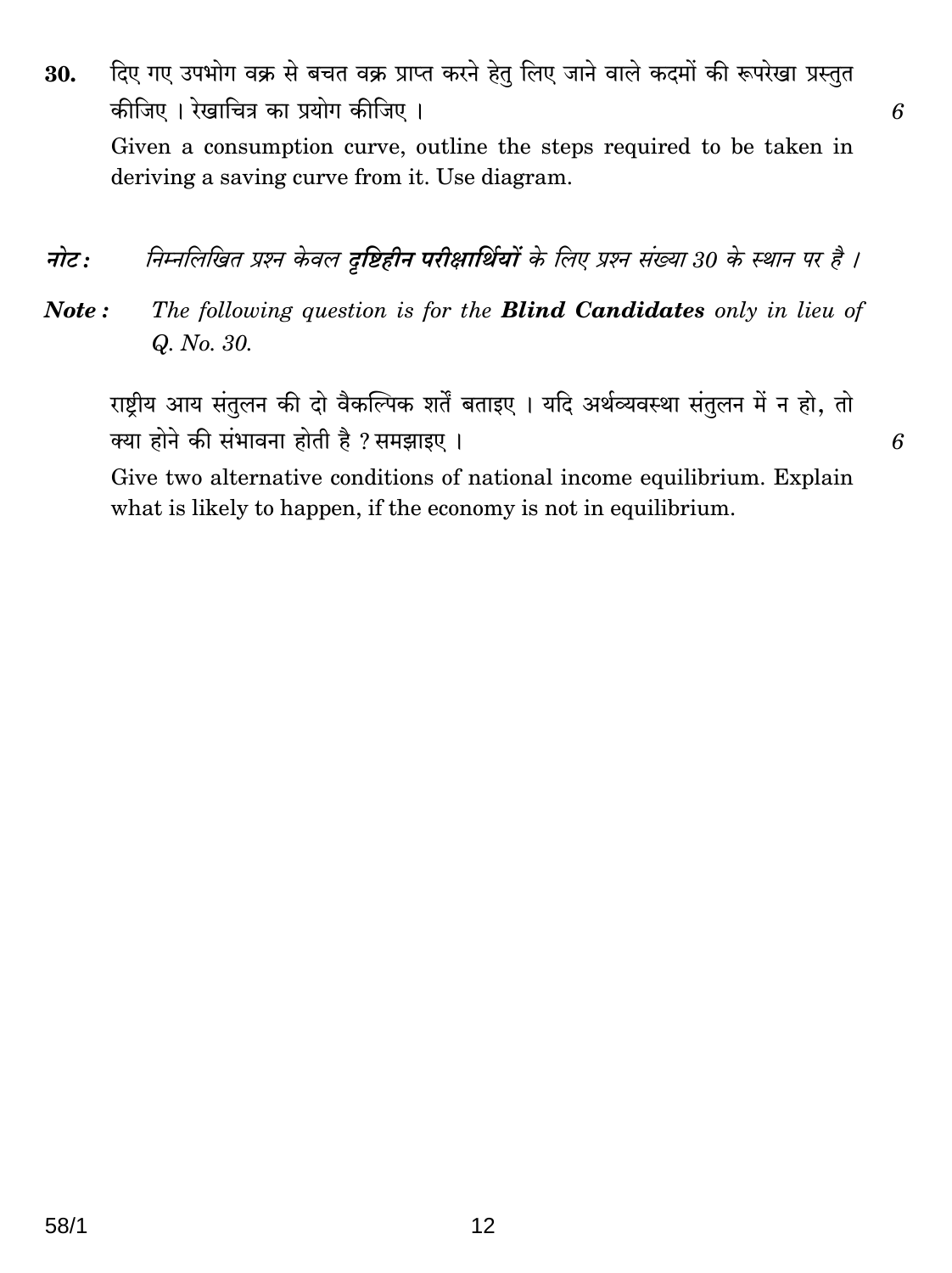**30.** दिए गए उपभोग वक्र से बचत वक्र प्राप्त करने हेतु लिए जाने वाले कदमों की रूपरेखा प्रस्तुत कीजिए । रेखाचित्र का प्रयोग कीजिए । *6*

Given a consumption curve, outline the steps required to be taken in deriving a saving curve from it. Use diagram.

***नोट :*** *निम्नलिखित प्रश्न केवल **दृष्टिहीन परीक्षार्थियों** के लिए प्रश्न संख्या 30 के स्थान पर है ।*

***Note :*** *The following question is for the **Blind Candidates** only in lieu of Q. No. 30.*

राष्ट्रीय आय संतुलन की दो वैकल्पिक शर्तें बताइए । यदि अर्थव्यवस्था संतुलन में न हो, तो क्या होने की संभावना होती है ? समझाइए । *6*

Give two alternative conditions of national income equilibrium. Explain what is likely to happen, if the economy is not in equilibrium.